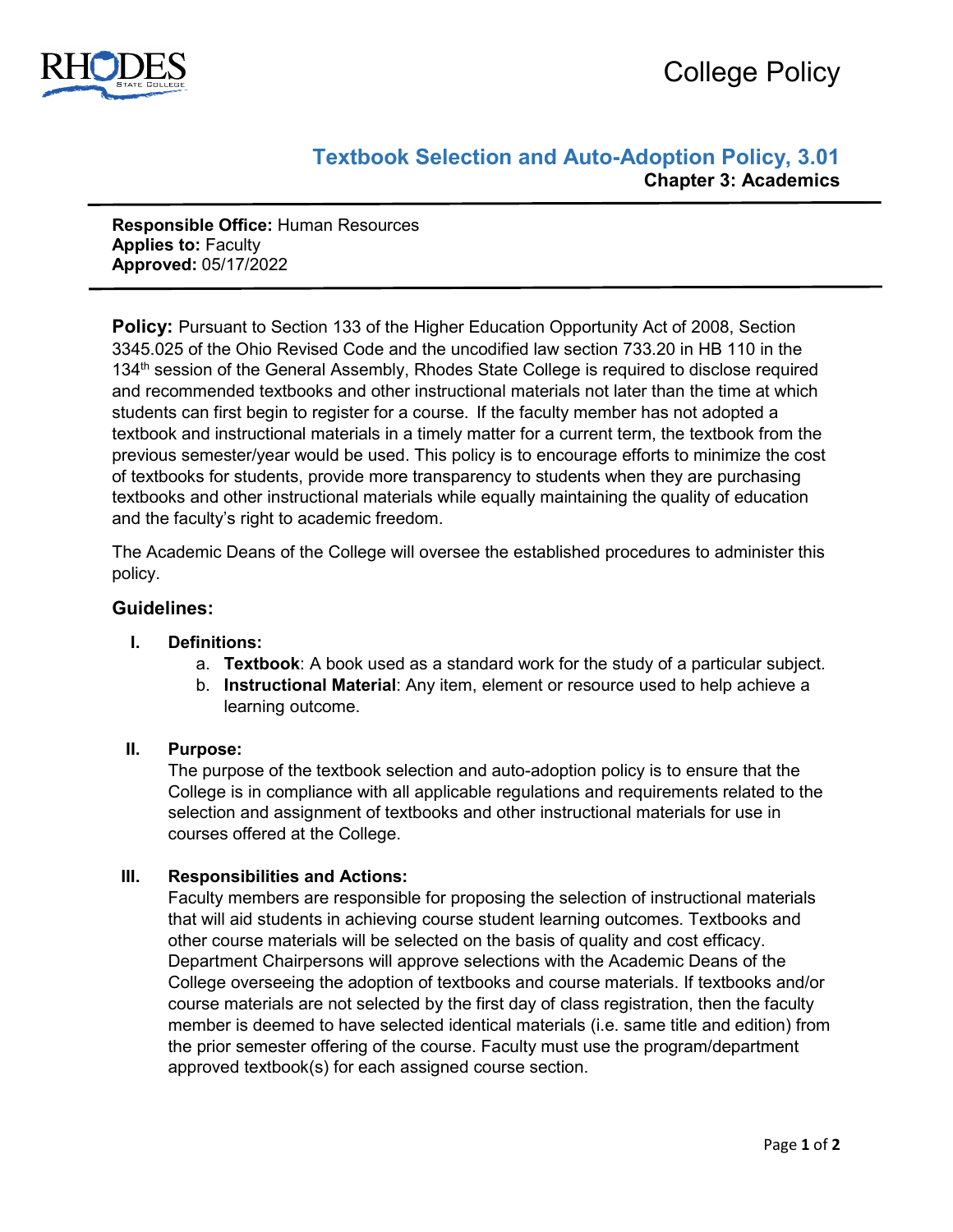College Policy

# Textbook Selection and Auto-Adoption Policy, 3.01

**Chapter 3: Academics**

**Responsible Office:** Human Resources
**Applies to:** Faculty
**Approved:** 05/17/2022

**Policy:** Pursuant to Section 133 of the Higher Education Opportunity Act of 2008, Section 3345.025 of the Ohio Revised Code and the uncodified law section 733.20 in HB 110 in the 134th session of the General Assembly, Rhodes State College is required to disclose required and recommended textbooks and other instructional materials not later than the time at which students can first begin to register for a course. If the faculty member has not adopted a textbook and instructional materials in a timely matter for a current term, the textbook from the previous semester/year would be used. This policy is to encourage efforts to minimize the cost of textbooks for students, provide more transparency to students when they are purchasing textbooks and other instructional materials while equally maintaining the quality of education and the faculty's right to academic freedom.

The Academic Deans of the College will oversee the established procedures to administer this policy.

## Guidelines:

**I. Definitions:**

a. **Textbook**: A book used as a standard work for the study of a particular subject.
b. **Instructional Material**: Any item, element or resource used to help achieve a learning outcome.

**II. Purpose:**

The purpose of the textbook selection and auto-adoption policy is to ensure that the College is in compliance with all applicable regulations and requirements related to the selection and assignment of textbooks and other instructional materials for use in courses offered at the College.

**III. Responsibilities and Actions:**

Faculty members are responsible for proposing the selection of instructional materials that will aid students in achieving course student learning outcomes. Textbooks and other course materials will be selected on the basis of quality and cost efficacy. Department Chairpersons will approve selections with the Academic Deans of the College overseeing the adoption of textbooks and course materials. If textbooks and/or course materials are not selected by the first day of class registration, then the faculty member is deemed to have selected identical materials (i.e. same title and edition) from the prior semester offering of the course. Faculty must use the program/department approved textbook(s) for each assigned course section.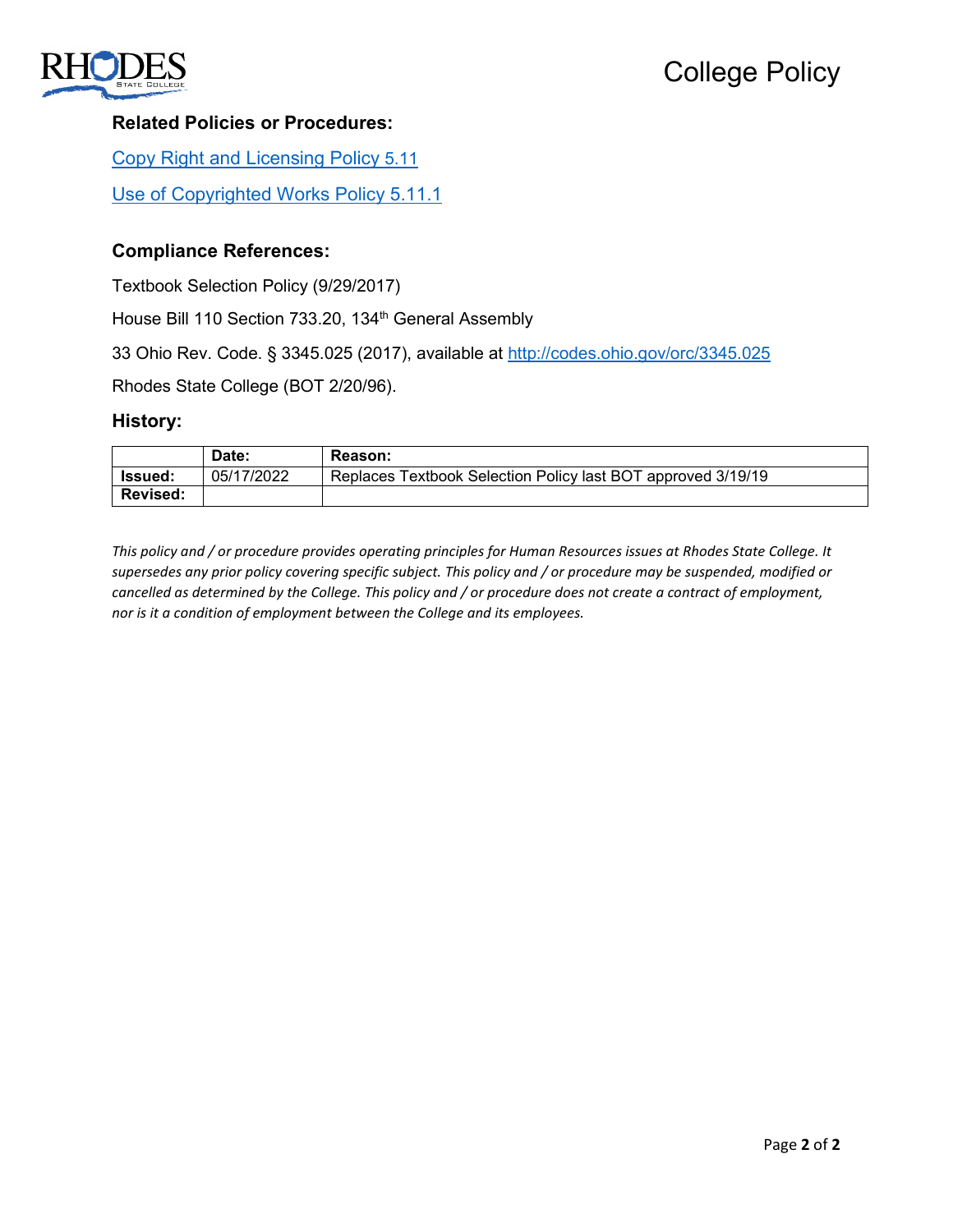**Related Policies or Procedures:**

[Copy Right and Licensing Policy 5.11](#)

[Use of Copyrighted Works Policy 5.11.1](#)

**Compliance References:**

Textbook Selection Policy (9/29/2017)

House Bill 110 Section 733.20, 134th General Assembly

33 Ohio Rev. Code. § 3345.025 (2017), available at http://codes.ohio.gov/orc/3345.025

Rhodes State College (BOT 2/20/96).

**History:**

| | Date: | Reason: |
|---|---|---|
| **Issued:** | 05/17/2022 | Replaces Textbook Selection Policy last BOT approved 3/19/19 |
| **Revised:** | | |

*This policy and / or procedure provides operating principles for Human Resources issues at Rhodes State College. It supersedes any prior policy covering specific subject. This policy and / or procedure may be suspended, modified or cancelled as determined by the College. This policy and / or procedure does not create a contract of employment, nor is it a condition of employment between the College and its employees.*